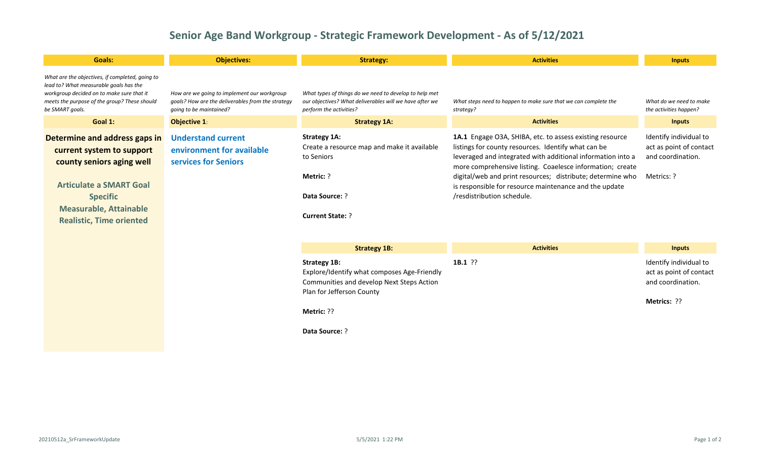# Senior Age Band Workgroup - Strategic Framework Development - As of 5/12/2021

| Goals: | Objectives: | Strategy: | Activities | Inputs |
|---|---|---|---|---|
| *What are the objectives, if completed, going to lead to? What measurable goals has the workgroup decided on to make sure that it meets the purpose of the group? These should be SMART goals.* | *How are we going to implement our workgroup goals? How are the deliverables from the strategy going to be maintained?* | *What types of things do we need to develop to help met our objectives? What deliverables will we have after we perform the activities?* | *What steps need to happen to make sure that we can complete the strategy?* | *What do we need to make the activities happen?* |
| **Goal 1:** | **Objective 1**: | **Strategy 1A:** | **Activities** | **Inputs** |
| **Determine and address gaps in current system to support county seniors aging well**<br><br>**Articulate a SMART Goal Specific Measurable, Attainable Realistic, Time oriented** | **Understand current environment for available services for Seniors** | **Strategy 1A:**<br>Create a resource map and make it available to Seniors<br><br>**Metric:** ?<br><br>**Data Source:** ?<br><br>**Current State:** ? | **1A.1** Engage O3A, SHIBA, etc. to assess existing resource listings for county resources. Identify what can be leveraged and integrated with additional information into a more comprehensive listing. Coaelesce information; create digital/web and print resources; distribute; determine who is responsible for resource maintenance and the update /resdistribution schedule. | Identify individual to act as point of contact and coordination.<br><br>Metrics: ? |
| | | **Strategy 1B:** | **Activities** | **Inputs** |
| | | **Strategy 1B:**<br>Explore/Identify what composes Age-Friendly Communities and develop Next Steps Action Plan for Jefferson County<br><br>**Metric:** ??<br><br>**Data Source:** ? | **1B.1** ?? | Identify individual to act as point of contact and coordination.<br><br>**Metrics:** ?? |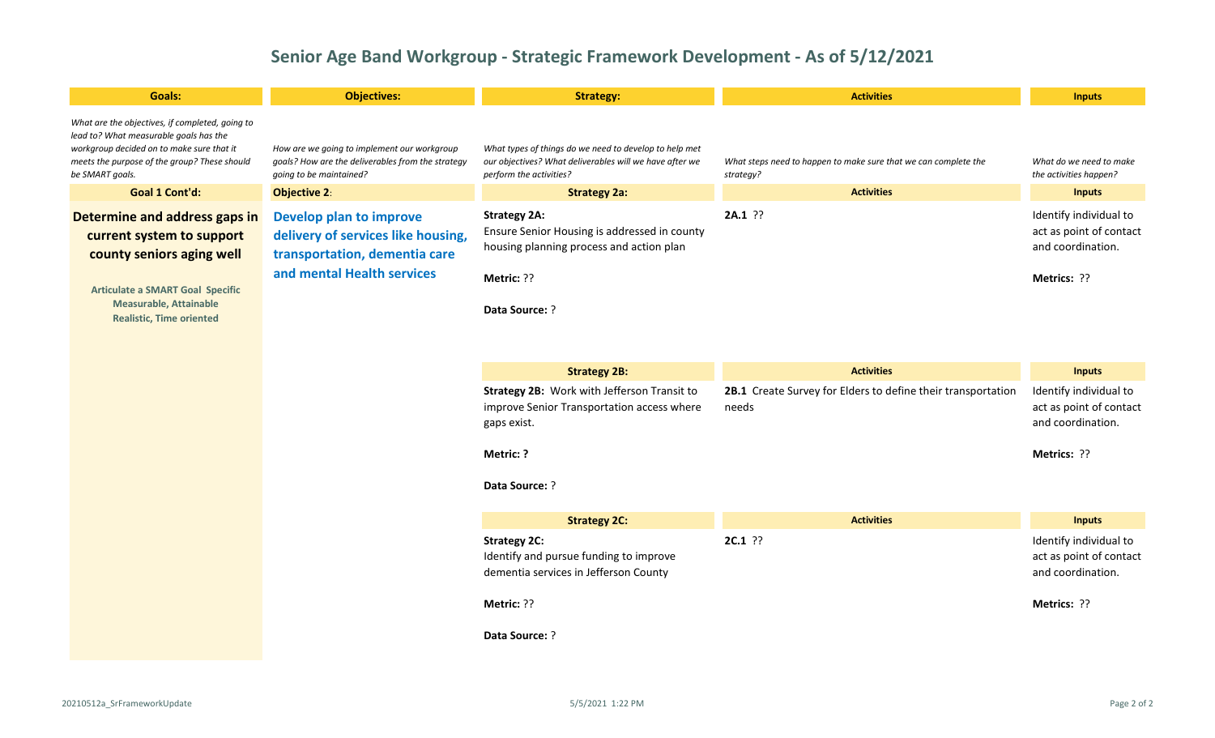# Senior Age Band Workgroup - Strategic Framework Development - As of 5/12/2021

| Goals: | Objectives: | Strategy: | Activities | Inputs |
|---|---|---|---|---|
| *What are the objectives, if completed, going to lead to? What measurable goals has the workgroup decided on to make sure that it meets the purpose of the group? These should be SMART goals.* | *How are we going to implement our workgroup goals? How are the deliverables from the strategy going to be maintained?* | *What types of things do we need to develop to help met our objectives? What deliverables will we have after we perform the activities?* | *What steps need to happen to make sure that we can complete the strategy?* | *What do we need to make the activities happen?* |
| **Goal 1 Cont'd:** | **Objective 2**: | **Strategy 2a:** | **Activities** | **Inputs** |
| **Determine and address gaps in current system to support county seniors aging well**<br><br>**Articulate a SMART Goal Specific Measurable, Attainable Realistic, Time oriented** | **Develop plan to improve delivery of services like housing, transportation, dementia care and mental Health services** | **Strategy 2A:**<br>Ensure Senior Housing is addressed in county housing planning process and action plan<br><br>**Metric:** ??<br><br>**Data Source:** ? | **2A.1** ?? | Identify individual to act as point of contact and coordination.<br><br>**Metrics:** ?? |
| | | **Strategy 2B:** | **Activities** | **Inputs** |
| | | **Strategy 2B:** Work with Jefferson Transit to improve Senior Transportation access where gaps exist.<br><br>**Metric: ?**<br><br>**Data Source:** ? | **2B.1** Create Survey for Elders to define their transportation needs | Identify individual to act as point of contact and coordination.<br><br>**Metrics:** ?? |
| | | **Strategy 2C:** | **Activities** | **Inputs** |
| | | **Strategy 2C:**<br>Identify and pursue funding to improve dementia services in Jefferson County<br><br>**Metric:** ??<br><br>**Data Source:** ? | **2C.1** ?? | Identify individual to act as point of contact and coordination.<br><br>**Metrics:** ?? |

20210512a_SrFrameworkUpdate 5/5/2021 1:22 PM